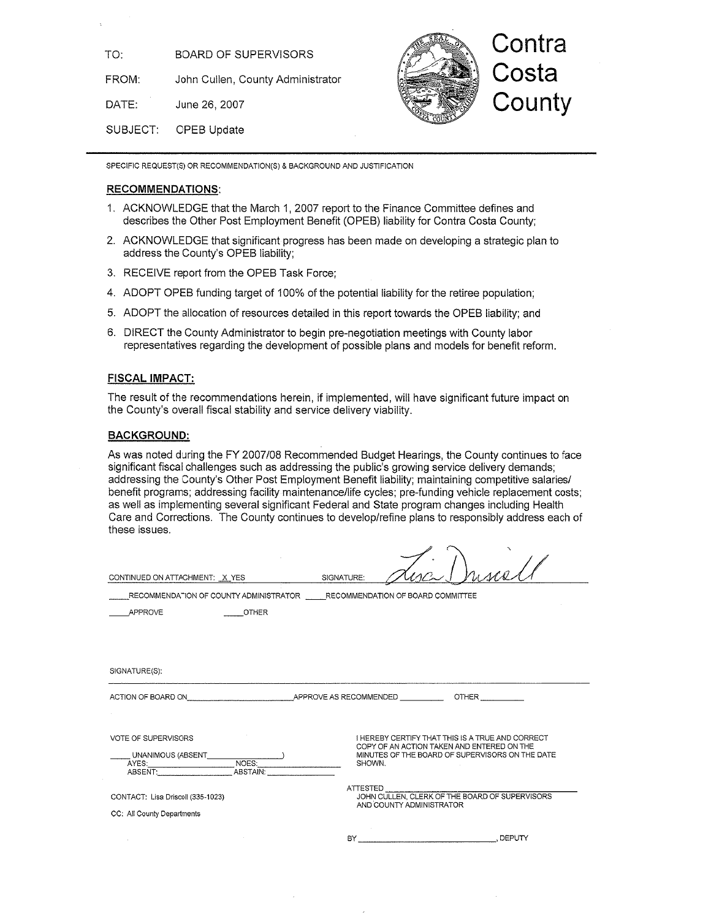TO: BOARD OF SUPERVISORS

FROM: John Cullen, County Administrator

DATE: June 26, 2007

SUBJECT: OPEB Update

# Contra Costa County

SPECIFIC REQUEST(S) OR RECOMMENDATION(S) & BACKGROUND AND JUSTIFICATION

## RECOMMENDATIONS:

1. ACKNOWLEDGE that the March 1, 2007 report to the Finance Committee defines and describes the Other Post Employment Benefit (OPEB) liability for Contra Costa County;
2. ACKNOWLEDGE that significant progress has been made on developing a strategic plan to address the County's OPEB liability;
3. RECEIVE report from the OPEB Task Force;
4. ADOPT OPEB funding target of 100% of the potential liability for the retiree population;
5. ADOPT the allocation of resources detailed in this report towards the OPEB liability; and
6. DIRECT the County Administrator to begin pre-negotiation meetings with County labor representatives regarding the development of possible plans and models for benefit reform.

## FISCAL IMPACT:

The result of the recommendations herein, if implemented, will have significant future impact on the County's overall fiscal stability and service delivery viability.

## BACKGROUND:

As was noted during the FY 2007/08 Recommended Budget Hearings, the County continues to face significant fiscal challenges such as addressing the public's growing service delivery demands; addressing the County's Other Post Employment Benefit liability; maintaining competitive salaries/ benefit programs; addressing facility maintenance/life cycles; pre-funding vehicle replacement costs; as well as implementing several significant Federal and State program changes including Health Care and Corrections. The County continues to develop/refine plans to responsibly address each of these issues.

CONTINUED ON ATTACHMENT: X YES SIGNATURE: Lisa Driscoll

____ RECOMMENDATION OF COUNTY ADMINISTRATOR ____ RECOMMENDATION OF BOARD COMMITTEE

____ APPROVE ____ OTHER

SIGNATURE(S):

ACTION OF BOARD ON ____________ APPROVE AS RECOMMENDED ________ OTHER ________

VOTE OF SUPERVISORS

____ UNANIMOUS (ABSENT ________)
AYES: ________ NOES: ________
ABSENT: ________ ABSTAIN: ________

I HEREBY CERTIFY THAT THIS IS A TRUE AND CORRECT COPY OF AN ACTION TAKEN AND ENTERED ON THE MINUTES OF THE BOARD OF SUPERVISORS ON THE DATE SHOWN.

ATTESTED ____________
JOHN CULLEN, CLERK OF THE BOARD OF SUPERVISORS AND COUNTY ADMINISTRATOR

CONTACT: Lisa Driscoll (335-1023)

CC: All County Departments

BY ____________, DEPUTY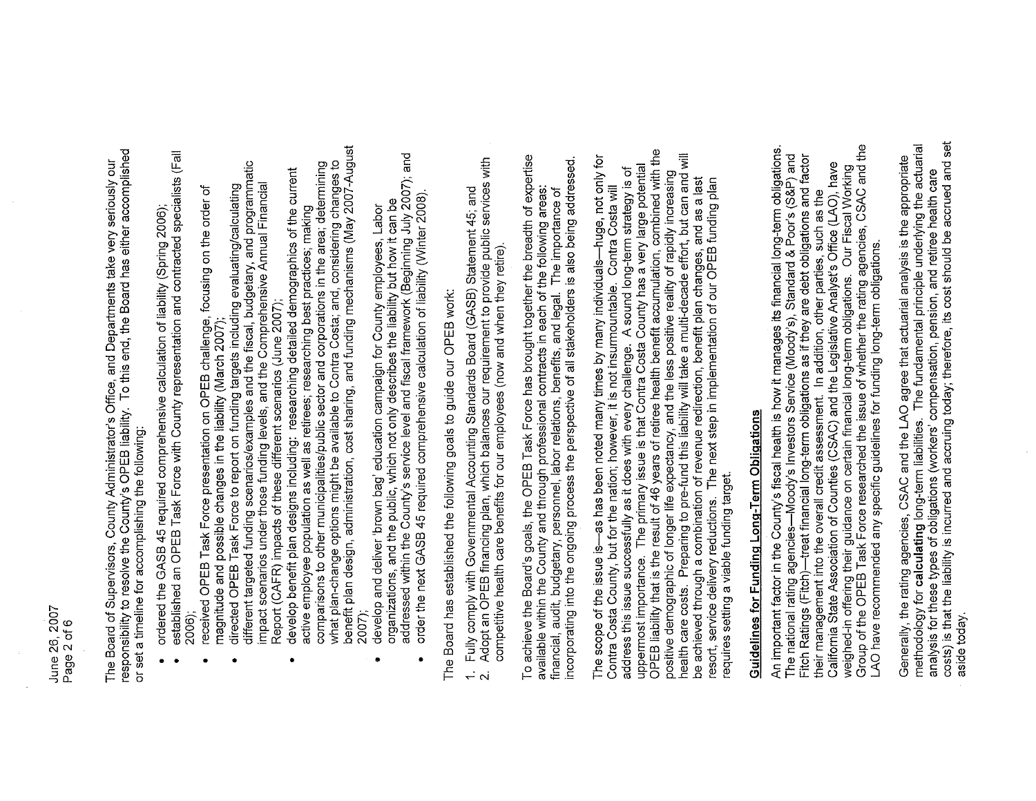The Board of Supervisors, County Administrator's Office, and Departments take very seriously our responsibility to resolve the County's OPEB liability. To this end, the Board has either accomplished or set a timeline for accomplishing the following:

- ordered the GASB 45 required comprehensive calculation of liability (Spring 2006);
- established an OPEB Task Force with County representation and contracted specialists (Fall 2006);
- received OPEB Task Force presentation on OPEB challenge, focusing on the order of magnitude and possible changes in the liability (March 2007);
- directed OPEB Task Force to report on funding targets including evaluating/calculating different targeted funding scenarios/examples and the fiscal, budgetary, and programmatic impact scenarios under those funding levels, and the Comprehensive Annual Financial Report (CAFR) impacts of these different scenarios (June 2007);
- develop benefit plan designs including: researching detailed demographics of the current active employee population as well as retirees; researching best practices; making comparisons to other municipalities/public sector and corporations in the area; determining what plan-change options might be available to Contra Costa; and, considering changes to benefit plan design, administration, cost sharing, and funding mechanisms (May 2007-August 2007);
- develop and deliver 'brown bag' education campaign for County employees, Labor organizations, and the public, which not only describes the liability but how it can be addressed within the County's service level and fiscal framework (Beginning July 2007); and
- order the next GASB 45 required comprehensive calculation of liability (Winter 2008).

The Board has established the following goals to guide our OPEB work:

1. Fully comply with Governmental Accounting Standards Board (GASB) Statement 45; and
2. Adopt an OPEB financing plan, which balances our requirement to provide public services with competitive health care benefits for our employees (now and when they retire).

To achieve the Board's goals, the OPEB Task Force has brought together the breadth of expertise available within the County and through professional contracts in each of the following areas: financial, audit, budgetary, personnel, labor relations, benefits, and legal. The importance of incorporating into the ongoing process the perspective of all stakeholders is also being addressed.

The scope of the issue is—as has been noted many times by many individuals—huge, not only for Contra Costa County, but for the nation; however, it is not insurmountable. Contra Costa will address this issue successfully as it does with every challenge. A sound long-term strategy is of uppermost importance. The primary issue is that Contra Costa County has a very large potential OPEB liability that is the result of 46 years of retiree health benefit accumulation, combined with the positive demographic of longer life expectancy, and the less positive reality of rapidly increasing health care costs. Preparing to pre-fund this liability will take a multi-decade effort, but can and will be achieved through a combination of revenue redirection, benefit plan changes, and as a last resort, service delivery reductions. The next step in implementation of our OPEB funding plan requires setting a viable funding target.

## Guidelines for Funding Long-Term Obligations

An important factor in the County's fiscal health is how it manages its financial long-term obligations. The national rating agencies—Moody's Investors Service (Moody's), Standard & Poor's (S&P) and Fitch Ratings (Fitch)—treat financial long-term obligations as if they are debt obligations and factor their management into the overall credit assessment. In addition, other parties, such as the California State Association of Counties (CSAC) and the Legislative Analyst's Office (LAO), have weighed-in offering their guidance on certain financial long-term obligations. Our Fiscal Working Group of the OPEB Task Force researched the issue of whether the rating agencies, CSAC and the LAO have recommended any specific guidelines for funding long-term obligations.

Generally, the rating agencies, CSAC and the LAO agree that actuarial analysis is the appropriate methodology for **calculating** long-term liabilities. The fundamental principle underlying the actuarial analysis for these types of obligations (workers' compensation, pension, and retiree health care costs) is that the liability is incurred and accruing today; therefore, its cost should be accrued and set aside today.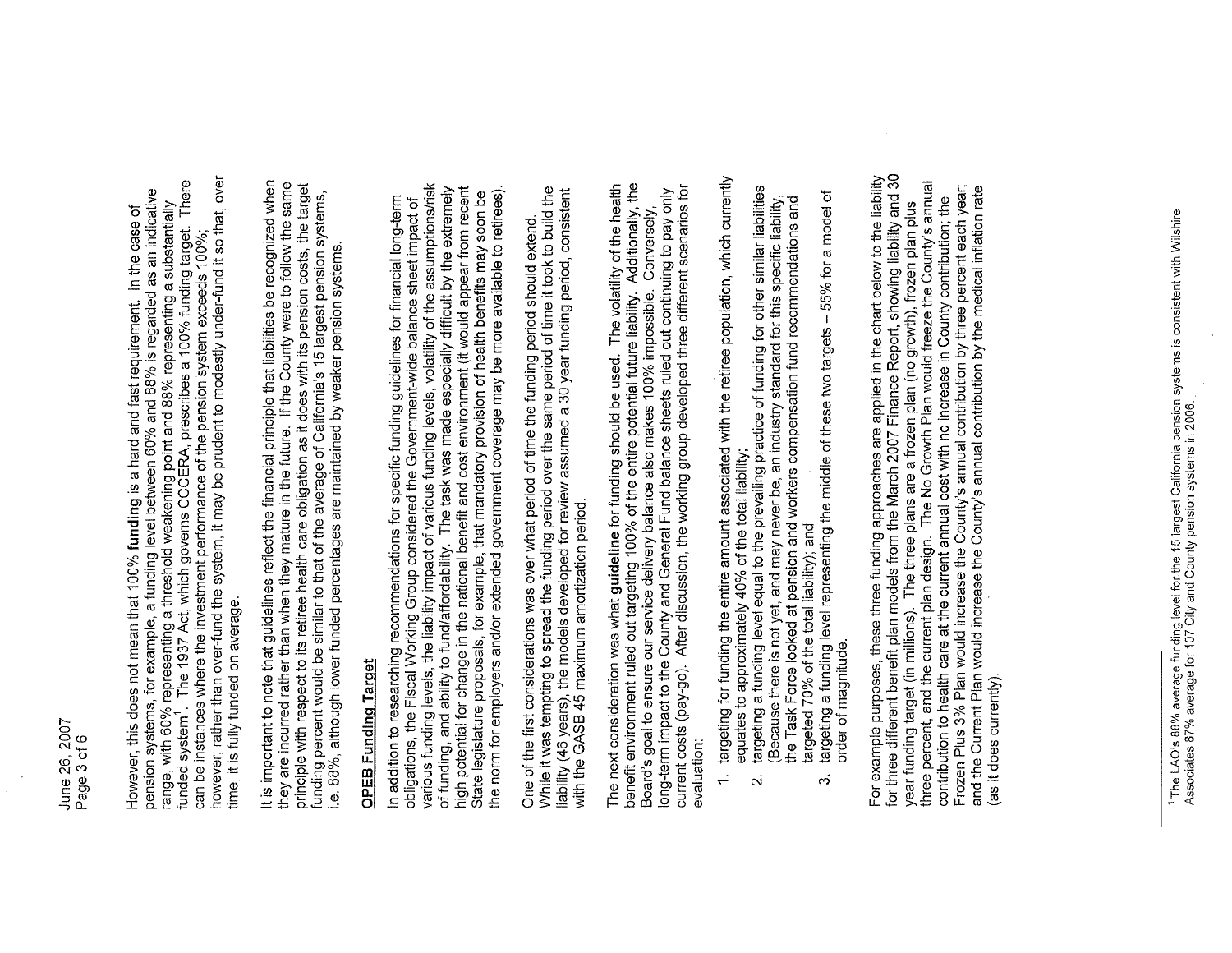However, this does not mean that 100% **funding** is a hard and fast requirement. In the case of pension systems, for example, a funding level between 60% and 88% is regarded as an indicative range, with 60% representing a threshold weakening point and 88% representing a substantially funded system[1]. The 1937 Act, which governs CCCERA, prescribes a 100% funding target. There can be instances where the investment performance of the pension system exceeds 100%; however, rather than over-fund the system, it may be prudent to modestly under-fund it so that, over time, it is fully funded on average.

It is important to note that guidelines reflect the financial principle that liabilities be recognized when they are incurred rather than when they mature in the future. If the County were to follow the same principle with respect to its retiree health care obligation as it does with its pension costs, the target funding percent would be similar to that of the average of California's 15 largest pension systems, i.e. 88%, although lower funded percentages are maintained by weaker pension systems.

## OPEB Funding Target

In addition to researching recommendations for specific funding guidelines for financial long-term obligations, the Fiscal Working Group considered the Government-wide balance sheet impact of various funding levels, the liability impact of various funding levels, volatility of the assumptions/risk of funding, and ability to fund/affordability. The task was made especially difficult by the extremely high potential for change in the national benefit and cost environment (it would appear from recent State legislature proposals, for example, that mandatory provision of health benefits may soon be the norm for employers and/or extended government coverage may be more available to retirees).

One of the first considerations was over what period of time the funding period should extend. While it was tempting to spread the funding period over the same period of time it took to build the liability (46 years), the models developed for review assumed a 30 year funding period, consistent with the GASB 45 maximum amortization period.

The next consideration was what **guideline** for funding should be used. The volatility of the health benefit environment ruled out targeting 100% of the entire potential future liability. Additionally, the Board's goal to ensure our service delivery balance also makes 100% impossible. Conversely, long-term impact to the County and General Fund balance sheets ruled out continuing to pay only current costs (pay-go). After discussion, the working group developed three different scenarios for evaluation:

1. targeting for funding the entire amount associated with the retiree population, which currently equates to approximately 40% of the total liability;
2. targeting a funding level equal to the prevailing practice of funding for other similar liabilities (Because there is not yet, and may never be, an industry standard for this specific liability, the Task Force looked at pension and workers compensation fund recommendations and targeted 70% of the total liability); and
3. targeting a funding level representing the middle of these two targets – 55% for a model of order of magnitude.

For example purposes, these three funding approaches are applied in the chart below to the liability for three different benefit plan models from the March 2007 Finance Report, showing liability and 30 year funding target (in millions). The three plans are a frozen plan (no growth), frozen plan plus three percent, and the current plan design. The No Growth Plan would freeze the County's annual contribution to health care at the current annual cost with no increase in County contribution; the Frozen Plus 3% Plan would increase the County's annual contribution by three percent each year; and the Current Plan would increase the County's annual contribution by the medical inflation rate (as it does currently).

---

[1] The LAO's 88% average funding level for the 15 largest California pension systems is consistent with Wilshire Associates 87% average for 107 City and County pension systems in 2006.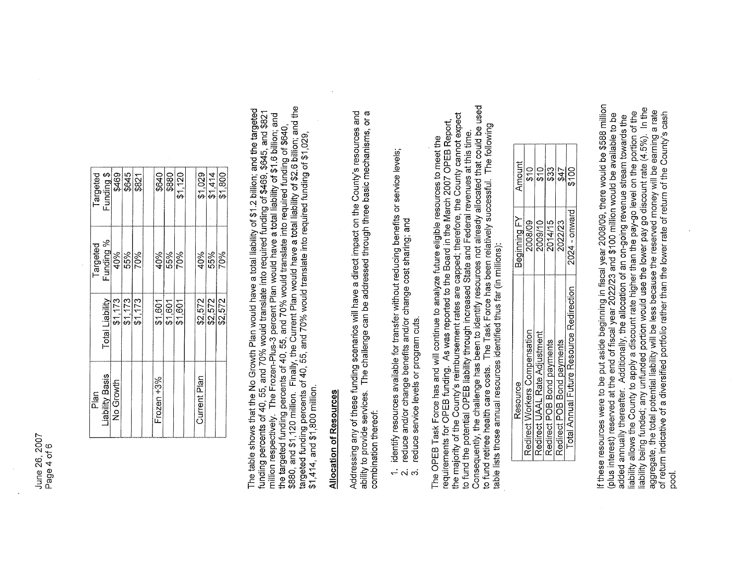| Plan Liability Basis | Total Liability | Targeted Funding % | Targeted Funding $ |
|---|---|---|---|
| No Growth | $1,173 | 40% | $469 |
| | $1,173 | 55% | $645 |
| | $1,173 | 70% | $821 |
| | | | |
| Frozen +3% | $1,601 | 40% | $640 |
| | $1,601 | 55% | $880 |
| | $1,601 | 70% | $1,120 |
| | | | |
| Current Plan | $2,572 | 40% | $1,029 |
| | $2,572 | 55% | $1,414 |
| | $2,572 | 70% | $1,800 |

The table shows that the No Growth Plan would have a total liability of $1.2 billion; and the targeted funding percents of 40, 55, and 70% would translate into required funding of $469, $645, and $821 million respectively. The Frozen-Plus-3 percent Plan would have a total liability of $1.6 billion; and the targeted funding percents of 40, 55, and 70% would translate into required funding of $640, $880, and $1,120 million. Finally, the Current Plan would have a total liability of $2.6 billion; and the targeted funding percents of 40, 55, and 70% would translate into required funding of $1,029, $1,414, and $1,800 million.

## Allocation of Resources

Addressing any of these funding scenarios will have a direct impact on the County's resources and ability to provide services. The challenge can be addressed through three basic mechanisms, or a combination thereof:

1. identify resources available for transfer without reducing benefits or service levels;
2. reduce and/or change benefits and/or change cost sharing; and
3. reduce service levels or program cuts.

The OPEB Task Force has and will continue to analyze future eligible resources to meet the requirements for OPEB funding. As was reported to the Board in the March 2007 OPEB Report, the majority of the County's reimbursement rates are capped; therefore, the County cannot expect to fund the potential OPEB liability through increased State and Federal revenues at this time. Consequently, the challenge has been to identify resources not already allocated that could be used to fund retiree health care costs. The Task Force has been relatively successful. The following table lists those annual resources identified thus far (in millions):

| Resource | Beginning FY | Amount |
|---|---|---|
| Redirect Workers Compensation | 2008/09 | $10 |
| Redirect UAAL Rate Adjustment | 2009/10 | $10 |
| Redirect POB Bond payments | 2014/15 | $33 |
| Redirect POB Bond payments | 2022/23 | $47 |
| Total Annual Future Resource Redirection | 2024 - onward | $100 |

If these resources were to be put aside beginning in fiscal year 2008/09, there would be $588 million (plus interest) reserved at the end of fiscal year 2022/23 and $100 million would be available to be added annually thereafter. Additionally, the allocation of an on-going revenue stream towards the liability allows the County to apply a discount rate higher than the pay-go level on the portion of the liability being funded; any unfunded portion would use the lower pay go discount rate (4.5%). In the aggregate, the total potential liability will be less because the reserved money will be earning a rate of return indicative of a diversified portfolio rather than the lower rate of return of the County's cash pool.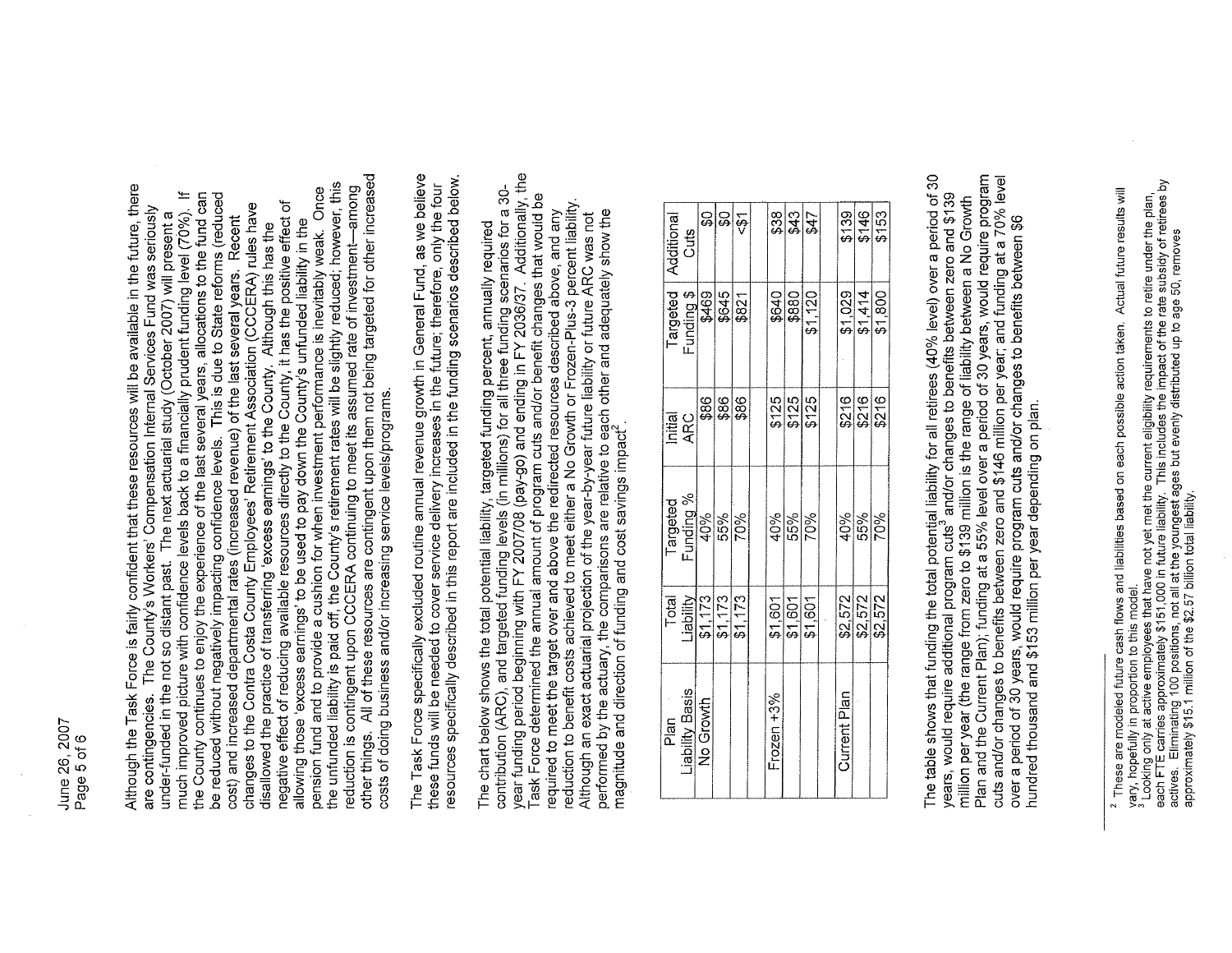Although the Task Force is fairly confident that these resources will be available in the future, there are contingencies. The County's Workers' Compensation Internal Services Fund was seriously under-funded in the not so distant past. The next actuarial study (October 2007) will present a much improved picture with confidence levels back to a financially prudent funding level (70%). If the County continues to enjoy the experience of the last several years, allocations to the fund can be reduced without negatively impacting confidence levels. This is due to State reforms (reduced cost) and increased departmental rates (increased revenue) of the last several years. Recent changes to the Contra Costa County Employees' Retirement Association (CCCERA) rules have disallowed the practice of transferring 'excess earnings' to the County. Although this has the negative effect of reducing available resources directly to the County, it has the positive effect of allowing those 'excess earnings' to be used to pay down the County's unfunded liability in the pension fund and to provide a cushion for when investment performance is inevitably weak. Once the unfunded liability is paid off, the County's retirement rates will be slightly reduced; however, this reduction is contingent upon CCCERA continuing to meet its assumed rate of investment—among other things. All of these resources are contingent upon them not being targeted for other increased costs of doing business and/or increasing service levels/programs.

The Task Force specifically excluded routine annual revenue growth in General Fund, as we believe these funds will be needed to cover service delivery increases in the future; therefore, only the four resources specifically described in this report are included in the funding scenarios described below.

The chart below shows the total potential liability, targeted funding percent, annually required contribution (ARC), and targeted funding levels (in millions) for all three funding scenarios for a 30-year funding period beginning with FY 2007/08 (pay-go) and ending in FY 2036/37. Additionally, the Task Force determined the annual amount of program cuts and/or benefit changes that would be required to meet the target over and above the redirected resources described above, and any reduction to benefit costs achieved to meet either a No Growth or Frozen-Plus-3 percent liability. Although an exact actuarial projection of the year-by-year future liability or future ARC was not performed by the actuary, the comparisons are relative to each other and adequately show the magnitude and direction of funding and cost savings impact[2].

| Plan Liability Basis | Total Liability | Targeted Funding % | Initial ARC | Targeted Funding $ | Additional Cuts |
|---|---|---|---|---|---|
| No Growth | $1,173 | 40% | $86 | $469 | $0 |
| | $1,173 | 55% | $86 | $645 | $0 |
| | $1,173 | 70% | $86 | $821 | <$1 |
| Frozen +3% | $1,601 | 40% | $125 | $640 | $38 |
| | $1,601 | 55% | $125 | $880 | $43 |
| | $1,601 | 70% | $125 | $1,120 | $47 |
| Current Plan | $2,572 | 40% | $216 | $1,029 | $139 |
| | $2,572 | 55% | $216 | $1,414 | $146 |
| | $2,572 | 70% | $216 | $1,800 | $153 |

The table shows that funding the total potential liability for all retirees (40% level) over a period of 30 years, would require additional program cuts[3] and/or changes to benefits between zero and $139 million per year (the range from zero to $139 million is the range of liability between a No Growth Plan and the Current Plan); funding at a 55% level over a period of 30 years, would require program cuts and/or changes to benefits between zero and $146 million per year; and funding at a 70% level over a period of 30 years, would require program cuts and/or changes to benefits between $6 hundred thousand and $153 million per year depending on plan.

---

[2] These are modeled future cash flows and liabilities based on each possible action taken. Actual future results will vary, hopefully in proportion to this model.

[3] Looking only at active employees that have not yet met the current eligibility requirements to retire under the plan, each FTE carries approximately $151,000 in future liability. This includes the impact of the rate subsidy of retirees by actives. Eliminating 100 positions, not all at the youngest ages but evenly distributed up to age 50, removes approximately $15.1 million of the $2.57 billion total liability.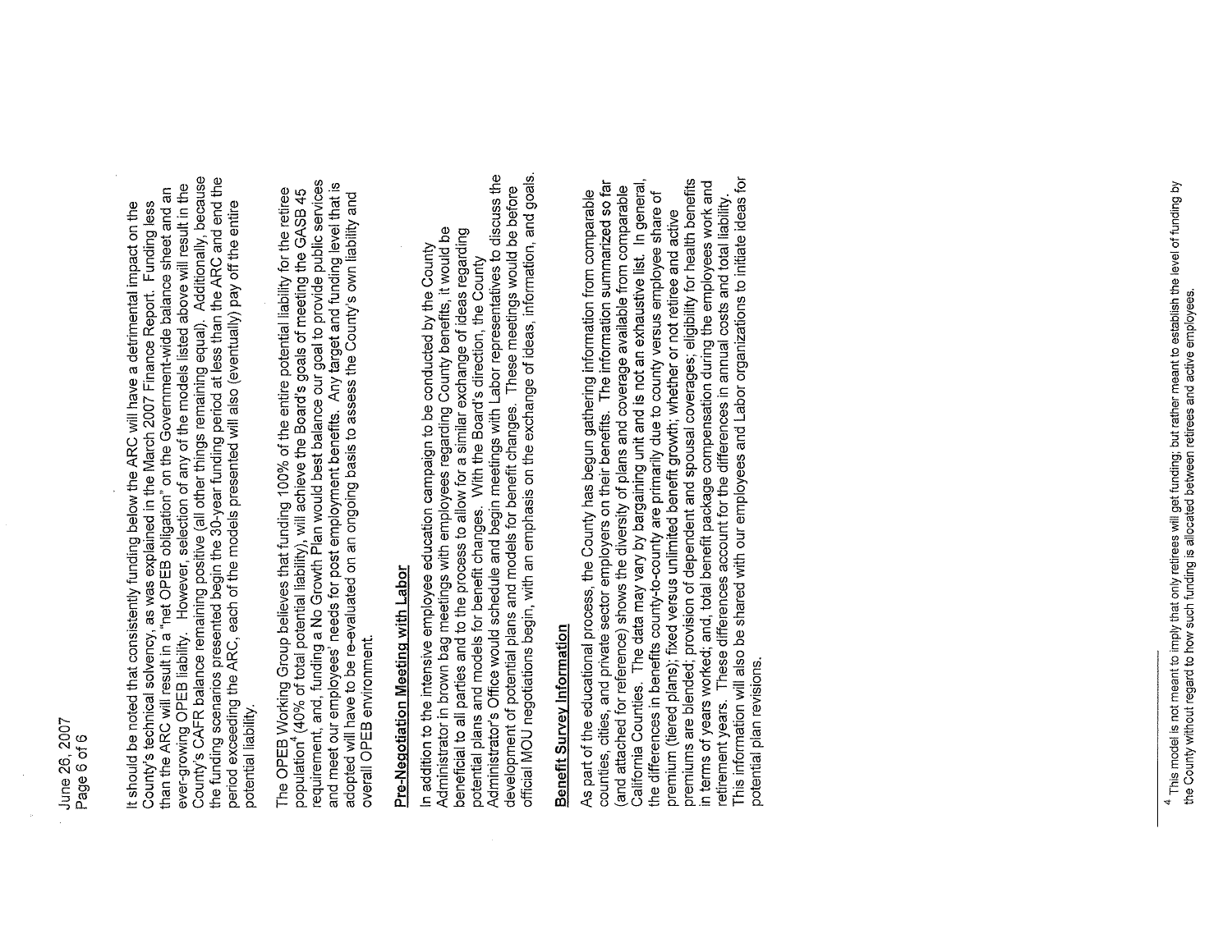It should be noted that consistently funding below the ARC will have a detrimental impact on the County's technical solvency, as was explained in the March 2007 Finance Report. Funding less than the ARC will result in a "net OPEB obligation" on the Government-wide balance sheet and an ever-growing OPEB liability. However, selection of any of the models listed above will result in the County's CAFR balance remaining positive (all other things remaining equal). Additionally, because the funding scenarios presented begin the 30-year funding period at less than the ARC and end the period exceeding the ARC, each of the models presented will also (eventually) pay off the entire potential liability.

The OPEB Working Group believes that funding 100% of the entire potential liability for the retiree population[4] (40% of total potential liability), will achieve the Board's goals of meeting the GASB 45 requirement, and, funding a No Growth Plan would best balance our goal to provide public services and meet our employees' needs for post employment benefits. Any target and funding level that is adopted will have to be re-evaluated on an ongoing basis to assess the County's own liability and overall OPEB environment.

## Pre-Negotiation Meeting with Labor

In addition to the intensive employee education campaign to be conducted by the County Administrator in brown bag meetings with employees regarding County benefits, it would be beneficial to all parties and to the process to allow for a similar exchange of ideas regarding potential plans and models for benefit changes. With the Board's direction, the County Administrator's Office would schedule and begin meetings with Labor representatives to discuss the development of potential plans and models for benefit changes. These meetings would be before official MOU negotiations begin, with an emphasis on the exchange of ideas, information, and goals.

## Benefit Survey Information

As part of the educational process, the County has begun gathering information from comparable counties, cities, and private sector employers on their benefits. The information summarized so far (and attached for reference) shows the diversity of plans and coverage available from comparable California Counties. The data may vary by bargaining unit and is not an exhaustive list. In general, the differences in benefits county-to-county are primarily due to county versus employee share of premium (tiered plans); fixed versus unlimited benefit growth; whether or not retiree and active premiums are blended; provision of dependent and spousal coverages; eligibility for health benefits in terms of years worked; and, total benefit package compensation during the employees work and retirement years. These differences account for the differences in annual costs and total liability. This information will also be shared with our employees and Labor organizations to initiate ideas for potential plan revisions.

---

[4] This model is not meant to imply that only retirees will get funding; but rather meant to establish the level of funding by the County without regard to how such funding is allocated between retirees and active employees.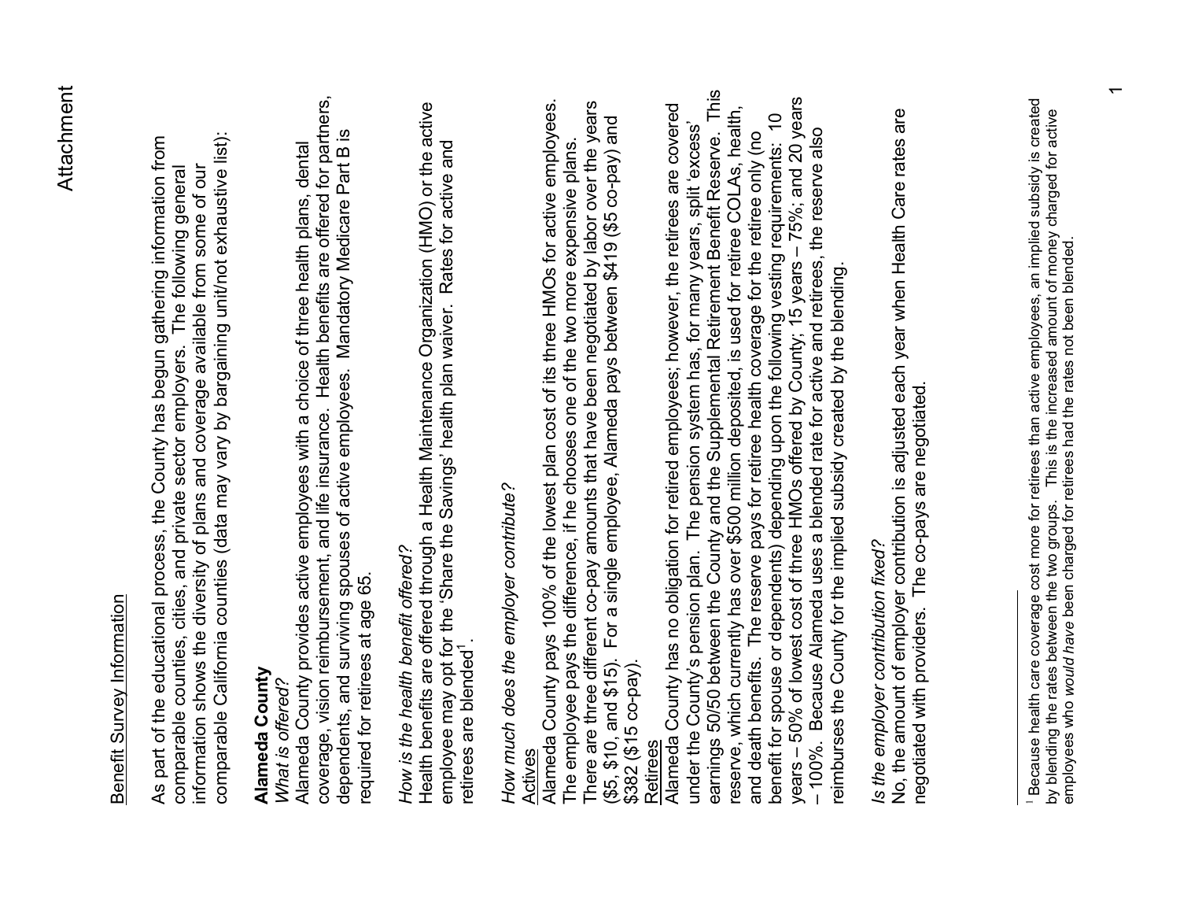Attachment

Benefit Survey Information

As part of the educational process, the County has begun gathering information from comparable counties, cities, and private sector employers. The following general information shows the diversity of plans and coverage available from some of our comparable California counties (data may vary by bargaining unit/not exhaustive list):

**Alameda County**

*What is offered?*

Alameda County provides active employees with a choice of three health plans, dental coverage, vision reimbursement, and life insurance. Health benefits are offered for partners, dependents, and surviving spouses of active employees. Mandatory Medicare Part B is required for retirees at age 65.

*How is the health benefit offered?*

Health benefits are offered through a Health Maintenance Organization (HMO) or the active employee may opt for the 'Share the Savings' health plan waiver. Rates for active and retirees are blended[1].

*How much does the employer contribute?*

Actives

Alameda County pays 100% of the lowest plan cost of its three HMOs for active employees. The employee pays the difference, if he chooses one of the two more expensive plans. There are three different co-pay amounts that have been negotiated by labor over the years ($5, $10, and $15). For a single employee, Alameda pays between $419 ($5 co-pay) and $382 ($15 co-pay).

Retirees

Alameda County has no obligation for retired employees; however, the retirees are covered under the County's pension plan. The pension system has, for many years, split 'excess' earnings 50/50 between the County and the Supplemental Retirement Benefit Reserve. This reserve, which currently has over $500 million deposited, is used for retiree COLAs, health, and death benefits. The reserve pays for retiree health coverage for the retiree only (no benefit for spouse or dependents) depending upon the following vesting requirements: 10 years – 50% of lowest cost of three HMOs offered by County; 15 years – 75%; and 20 years – 100%. Because Alameda uses a blended rate for active and retirees, the reserve also reimburses the County for the implied subsidy created by the blending.

*Is the employer contribution fixed?*

No, the amount of employer contribution is adjusted each year when Health Care rates are negotiated with providers. The co-pays are negotiated.

---

[1] Because health care coverage cost more for retirees than active employees, an implied subsidy is created by blending the rates between the two groups. This is the increased amount of money charged for active employees who *would have* been charged for retirees had the rates not been blended.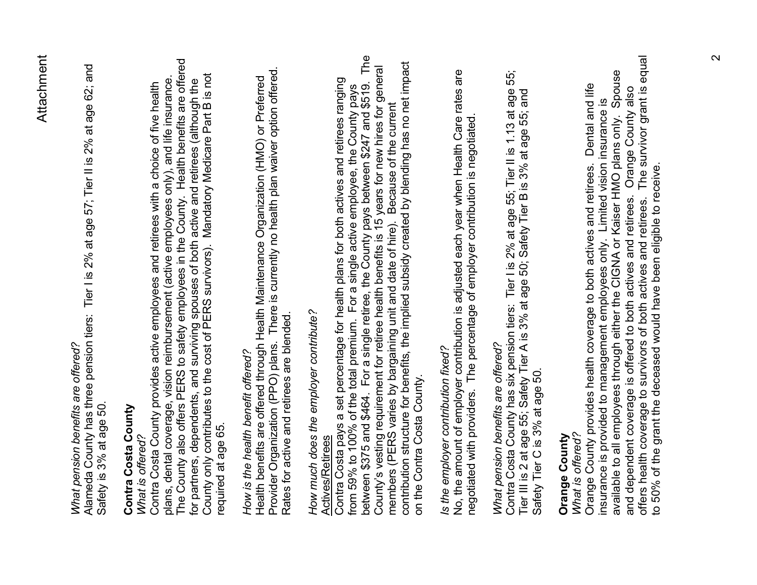*What pension benefits are offered?*
Alameda County has three pension tiers: Tier I is 2% at age 57; Tier II is 2% at age 62; and Safety is 3% at age 50.

**Contra Costa County**
*What is offered?*
Contra Costa County provides active employees and retirees with a choice of five health plans, dental coverage, vision reimbursement (active employees only), and life insurance. The County also offers PERS to safety employees in the County. Health benefits are offered for partners, dependents, and surviving spouses of both active and retirees (although the County only contributes to the cost of PERS survivors). Mandatory Medicare Part B is not required at age 65.

*How is the health benefit offered?*
Health benefits are offered through Health Maintenance Organization (HMO) or Preferred Provider Organization (PPO) plans. There is currently no health plan waiver option offered. Rates for active and retirees are blended.

*How much does the employer contribute?*
Actives/Retirees
Contra Costa pays a set percentage for health plans for both actives and retirees ranging from 59% to 100% of the total premium. For a single active employee, the County pays between $375 and $464. For a single retiree, the County pays between $247 and $519. The County's vesting requirement for retiree health benefits is 15 years for new hires for general members (PERS varies by bargaining unit and date of hire). Because of the current contribution structure for benefits, the implied subsidy created by blending has no net impact on the Contra Costa County.

*Is the employer contribution fixed?*
No, the amount of employer contribution is adjusted each year when Health Care rates are negotiated with providers. The percentage of employer contribution is negotiated.

*What pension benefits are offered?*
Contra Costa County has six pension tiers: Tier I is 2% at age 55; Tier II is 1.13 at age 55; Tier III is 2 at age 55; Safety Tier A is 3% at age 50; Safety Tier B is 3% at age 55; and Safety Tier C is 3% at age 50.

**Orange County**
*What is offered?*
Orange County provides health coverage to both actives and retirees. Dental and life insurance is provided to management employees only. Limited vision insurance is available to all employees through either the CIGNA or Kaiser HMO plans only. Spouse and dependent coverage is offered to both actives and retirees. Orange County also offers health coverage to survivors of both actives and retirees. The survivor grant is equal to 50% of the grant the deceased would have been eligible to receive.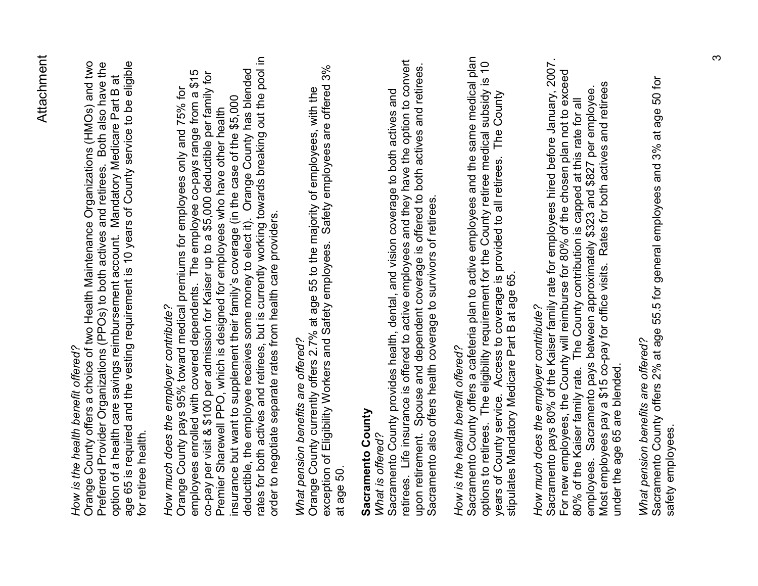Attachment

*How is the health benefit offered?*
Orange County offers a choice of two Health Maintenance Organizations (HMOs) and two Preferred Provider Organizations (PPOs) to both actives and retirees. Both also have the option of a health care savings reimbursement account. Mandatory Medicare Part B at age 65 is required and the vesting requirement is 10 years of County service to be eligible for retiree health.

*How much does the employer contribute?*
Orange County pays 95% toward medical premiums for employees only and 75% for employees enrolled with covered dependents. The employee co-pays range from a $15 co-pay per visit & $100 per admission for Kaiser up to a $5,000 deductible per family for Premier Sharewell PPO, which is designed for employees who have other health insurance but want to supplement their family's coverage (in the case of the $5,000 deductible, the employee receives some money to elect it). Orange County has blended rates for both actives and retirees, but is currently working towards breaking out the pool in order to negotiate separate rates from health care providers.

*What pension benefits are offered?*
Orange County currently offers 2.7% at age 55 to the majority of employees, with the exception of Eligibility Workers and Safety employees. Safety employees are offered 3% at age 50.

**Sacramento County**
*What is offered?*
Sacramento County provides health, dental, and vision coverage to both actives and retirees. Life insurance is offered to active employees and they have the option to convert upon retirement. Spouse and dependent coverage is offered to both actives and retirees. Sacramento also offers health coverage to survivors of retirees.

*How is the health benefit offered?*
Sacramento County offers a cafeteria plan to active employees and the same medical plan options to retirees. The eligibility requirement for the County retiree medical subsidy is 10 years of County service. Access to coverage is provided to all retirees. The County stipulates Mandatory Medicare Part B at age 65.

*How much does the employer contribute?*
Sacramento pays 80% of the Kaiser family rate for employees hired before January, 2007. For new employees, the County will reimburse for 80% of the chosen plan not to exceed 80% of the Kaiser family rate. The County contribution is capped at this rate for all employees. Sacramento pays between approximately $323 and $827 per employee. Most employees pay a $15 co-pay for office visits. Rates for both actives and retirees under the age 65 are blended.

*What pension benefits are offered?*
Sacramento County offers 2% at age 55.5 for general employees and 3% at age 50 for safety employees.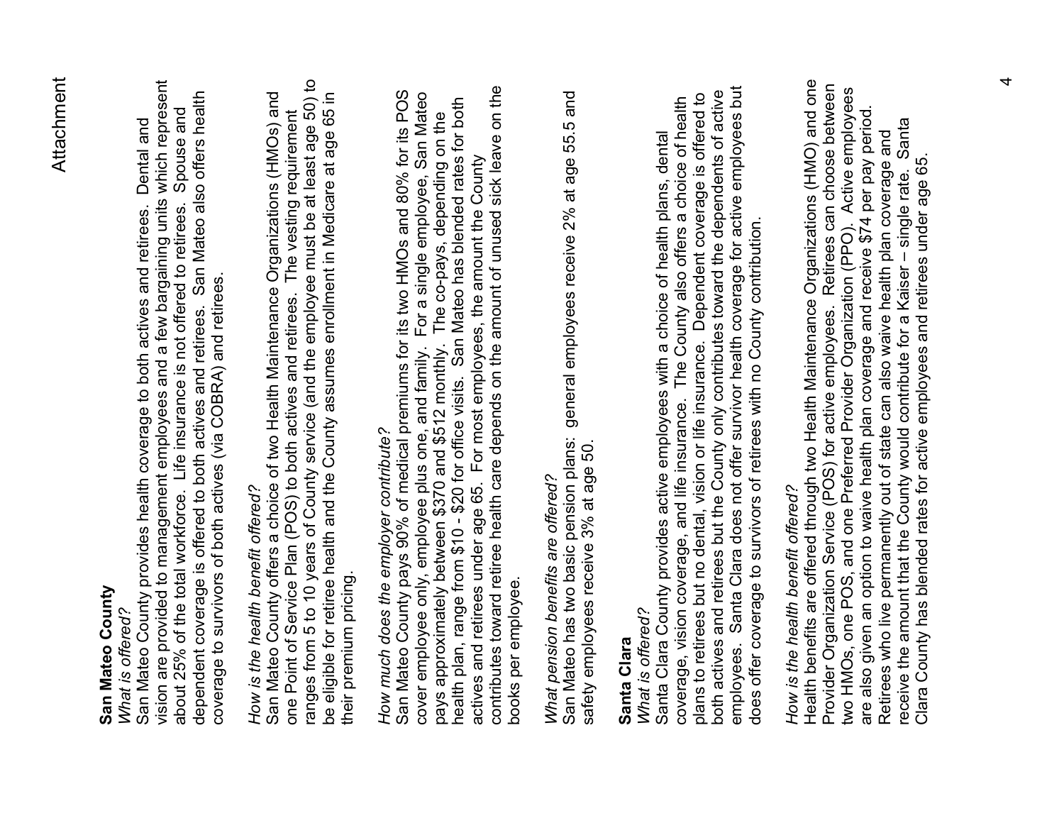Attachment

**San Mateo County**

*What is offered?*

San Mateo County provides health coverage to both actives and retirees. Dental and vision are provided to management employees and a few bargaining units which represent about 25% of the total workforce. Life insurance is not offered to retirees. Spouse and dependent coverage is offered to both actives and retirees. San Mateo also offers health coverage to survivors of both actives (via COBRA) and retirees.

*How is the health benefit offered?*

San Mateo County offers a choice of two Health Maintenance Organizations (HMOs) and one Point of Service Plan (POS) to both actives and retirees. The vesting requirement ranges from 5 to 10 years of County service (and the employee must be at least age 50) to be eligible for retiree health and the County assumes enrollment in Medicare at age 65 in their premium pricing.

*How much does the employer contribute?*

San Mateo County pays 90% of medical premiums for its two HMOs and 80% for its POS cover employee only, employee plus one, and family. For a single employee, San Mateo pays approximately between $370 and $512 monthly. The co-pays, depending on the health plan, range from $10 - $20 for office visits. San Mateo has blended rates for both actives and retirees under age 65. For most employees, the amount the County contributes toward retiree health care depends on the amount of unused sick leave on the books per employee.

*What pension benefits are offered?*

San Mateo has two basic pension plans: general employees receive 2% at age 55.5 and safety employees receive 3% at age 50.

**Santa Clara**

*What is offered?*

Santa Clara County provides active employees with a choice of health plans, dental coverage, vision coverage, and life insurance. The County also offers a choice of health plans to retirees but no dental, vision or life insurance. Dependent coverage is offered to both actives and retirees but the County only contributes toward the dependents of active employees. Santa Clara does not offer survivor health coverage for active employees but does offer coverage to survivors of retirees with no County contribution.

*How is the health benefit offered?*

Health benefits are offered through two Health Maintenance Organizations (HMO) and one Provider Organization Service (POS) for active employees. Retirees can choose between two HMOs, one POS, and one Preferred Provider Organization (PPO). Active employees are also given an option to waive health plan coverage and receive $74 per pay period. Retirees who live permanently out of state can also waive health plan coverage and receive the amount that the County would contribute for a Kaiser – single rate. Santa Clara County has blended rates for active employees and retirees under age 65.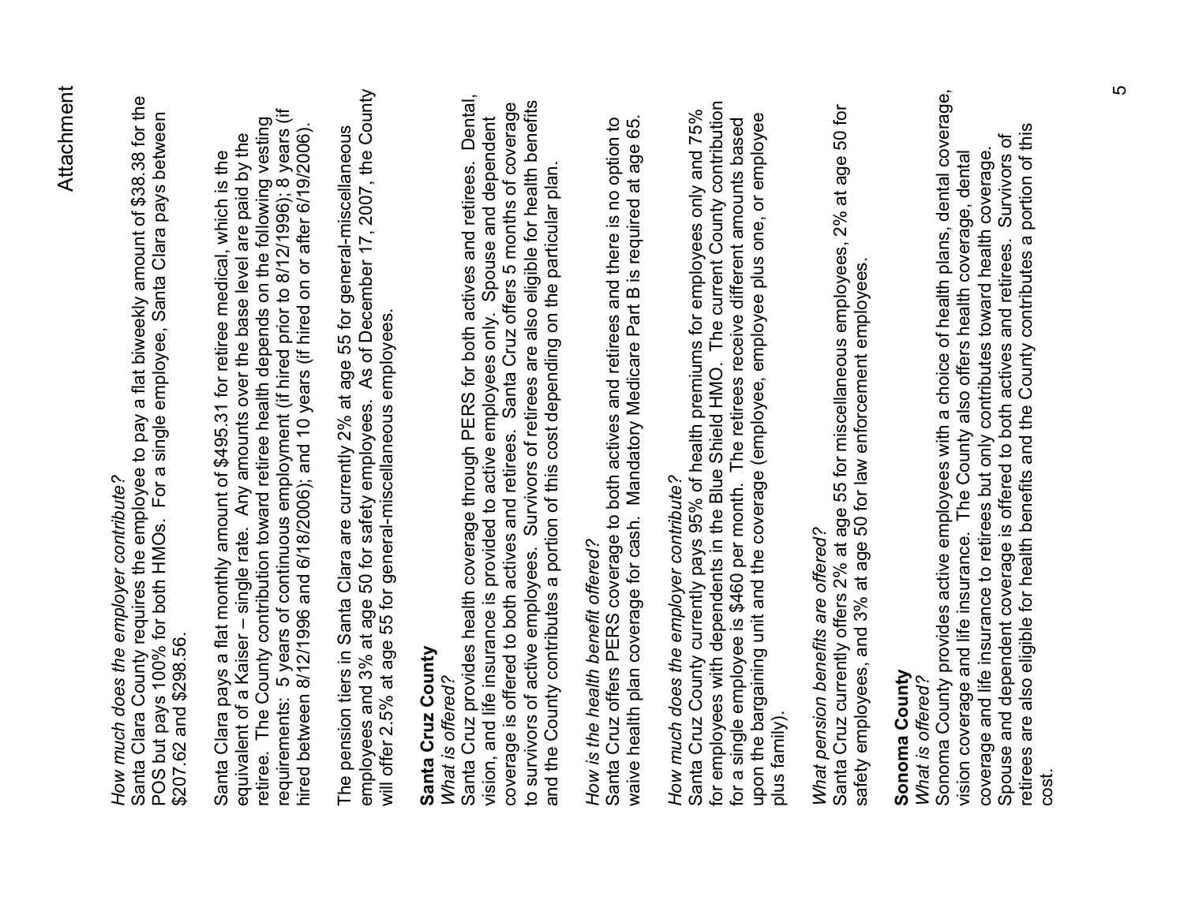Attachment

*How much does the employer contribute?*
Santa Clara County requires the employee to pay a flat biweekly amount of $38.38 for the POS but pays 100% for both HMOs. For a single employee, Santa Clara pays between $207.62 and $298.56.

Santa Clara pays a flat monthly amount of $495.31 for retiree medical, which is the equivalent of a Kaiser – single rate. Any amounts over the base level are paid by the retiree. The County contribution toward retiree health depends on the following vesting requirements: 5 years of continuous employment (if hired prior to 8/12/1996); 8 years (if hired between 8/12/1996 and 6/18/2006); and 10 years (if hired on or after 6/19/2006).

The pension tiers in Santa Clara are currently 2% at age 55 for general-miscellaneous employees and 3% at age 50 for safety employees. As of December 17, 2007, the County will offer 2.5% at age 55 for general-miscellaneous employees.

**Santa Cruz County**
*What is offered?*
Santa Cruz provides health coverage through PERS for both actives and retirees. Dental, vision, and life insurance is provided to active employees only. Spouse and dependent coverage is offered to both actives and retirees. Santa Cruz offers 5 months of coverage to survivors of active employees. Survivors of retirees are also eligible for health benefits and the County contributes a portion of this cost depending on the particular plan.

*How is the health benefit offered?*
Santa Cruz offers PERS coverage to both actives and retirees and there is no option to waive health plan coverage for cash. Mandatory Medicare Part B is required at age 65.

*How much does the employer contribute?*
Santa Cruz County currently pays 95% of health premiums for employees only and 75% for employees with dependents in the Blue Shield HMO. The current County contribution for a single employee is $460 per month. The retirees receive different amounts based upon the bargaining unit and the coverage (employee, employee plus one, or employee plus family).

*What pension benefits are offered?*
Santa Cruz currently offers 2% at age 55 for miscellaneous employees, 2% at age 50 for safety employees, and 3% at age 50 for law enforcement employees.

**Sonoma County**
*What is offered?*
Sonoma County provides active employees with a choice of health plans, dental coverage, vision coverage and life insurance. The County also offers health coverage, dental coverage and life insurance to retirees but only contributes toward health coverage. Spouse and dependent coverage is offered to both actives and retirees. Survivors of retirees are also eligible for health benefits and the County contributes a portion of this cost.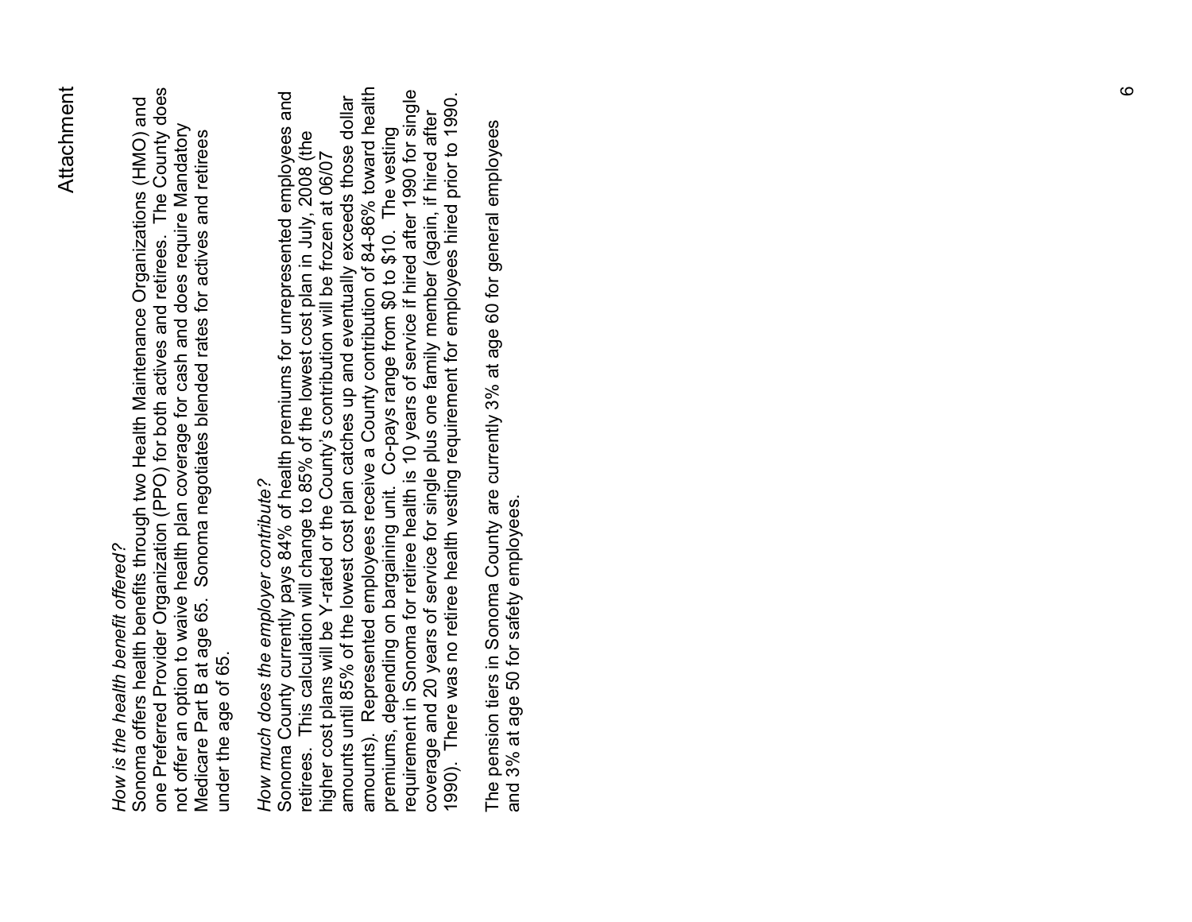Attachment

*How is the health benefit offered?*
Sonoma offers health benefits through two Health Maintenance Organizations (HMO) and one Preferred Provider Organization (PPO) for both actives and retirees. The County does not offer an option to waive health plan coverage for cash and does require Mandatory Medicare Part B at age 65. Sonoma negotiates blended rates for actives and retirees under the age of 65.

*How much does the employer contribute?*
Sonoma County currently pays 84% of health premiums for unrepresented employees and retirees. This calculation will change to 85% of the lowest cost plan in July, 2008 (the higher cost plans will be Y-rated or the County's contribution will be frozen at 06/07 amounts until 85% of the lowest cost plan catches up and eventually exceeds those dollar amounts). Represented employees receive a County contribution of 84-86% toward health premiums, depending on bargaining unit. Co-pays range from $0 to $10. The vesting requirement in Sonoma for retiree health is 10 years of service if hired after 1990 for single coverage and 20 years of service for single plus one family member (again, if hired after 1990). There was no retiree health vesting requirement for employees hired prior to 1990.

The pension tiers in Sonoma County are currently 3% at age 60 for general employees and 3% at age 50 for safety employees.